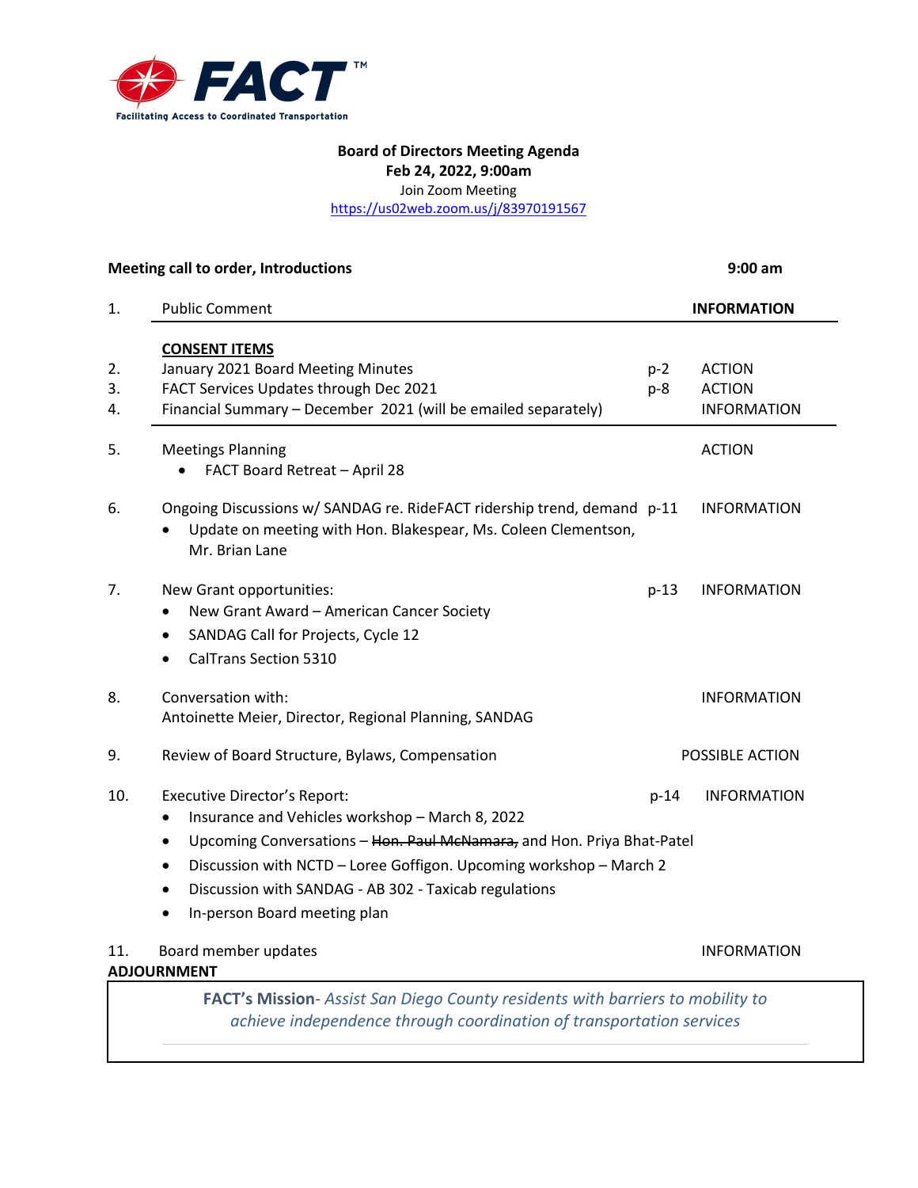**FACT**™

Facilitating Access to Coordinated Transportation

**Board of Directors Meeting Agenda**
**Feb 24, 2022, 9:00am**
Join Zoom Meeting
https://us02web.zoom.us/j/83970191567

**Meeting call to order, Introductions** **9:00 am**

| # | Item | Page | Type |
|---|---|---|---|
| 1. | Public Comment | | **INFORMATION** |
| | **CONSENT ITEMS** | | |
| 2. | January 2021 Board Meeting Minutes | p-2 | ACTION |
| 3. | FACT Services Updates through Dec 2021 | p-8 | ACTION |
| 4. | Financial Summary – December 2021 (will be emailed separately) | | INFORMATION |
| 5. | Meetings Planning<br>• FACT Board Retreat – April 28 | | ACTION |
| 6. | Ongoing Discussions w/ SANDAG re. RideFACT ridership trend, demand<br>• Update on meeting with Hon. Blakespear, Ms. Coleen Clementson, Mr. Brian Lane | p-11 | INFORMATION |
| 7. | New Grant opportunities:<br>• New Grant Award – American Cancer Society<br>• SANDAG Call for Projects, Cycle 12<br>• CalTrans Section 5310 | p-13 | INFORMATION |
| 8. | Conversation with:<br>Antoinette Meier, Director, Regional Planning, SANDAG | | INFORMATION |
| 9. | Review of Board Structure, Bylaws, Compensation | | POSSIBLE ACTION |
| 10. | Executive Director's Report:<br>• Insurance and Vehicles workshop – March 8, 2022<br>• Upcoming Conversations – ~~Hon. Paul McNamara,~~ and Hon. Priya Bhat-Patel<br>• Discussion with NCTD – Loree Goffigon. Upcoming workshop – March 2<br>• Discussion with SANDAG - AB 302 - Taxicab regulations<br>• In-person Board meeting plan | p-14 | INFORMATION |
| 11. | Board member updates | | INFORMATION |

**ADJOURNMENT**

**FACT's Mission**- *Assist San Diego County residents with barriers to mobility to achieve independence through coordination of transportation services*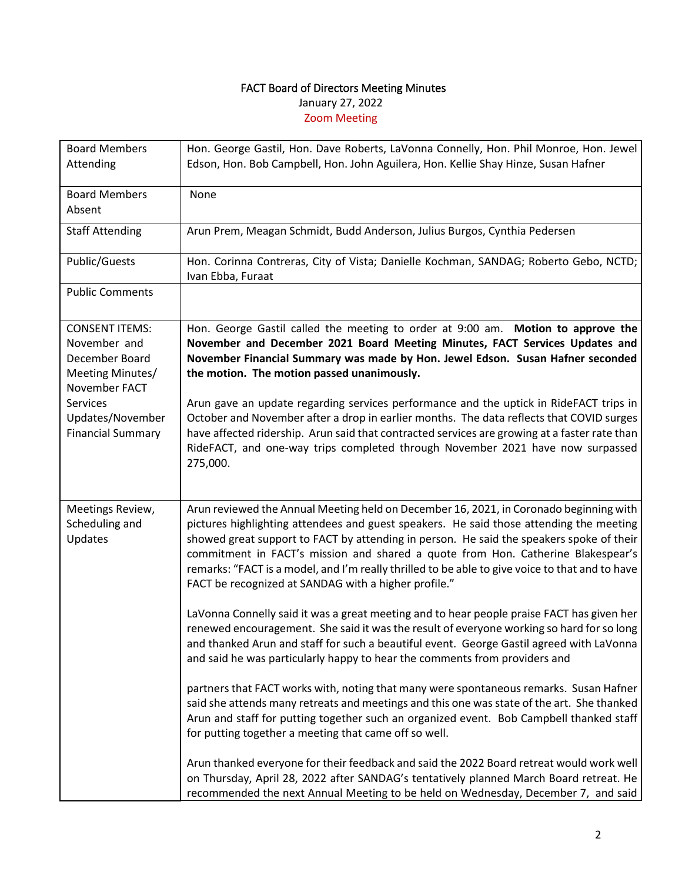# FACT Board of Directors Meeting Minutes

January 27, 2022

Zoom Meeting

| | |
|---|---|
| Board Members Attending | Hon. George Gastil, Hon. Dave Roberts, LaVonna Connelly, Hon. Phil Monroe, Hon. Jewel Edson, Hon. Bob Campbell, Hon. John Aguilera, Hon. Kellie Shay Hinze, Susan Hafner |
| Board Members Absent | None |
| Staff Attending | Arun Prem, Meagan Schmidt, Budd Anderson, Julius Burgos, Cynthia Pedersen |
| Public/Guests | Hon. Corinna Contreras, City of Vista; Danielle Kochman, SANDAG; Roberto Gebo, NCTD; Ivan Ebba, Furaat |
| Public Comments | |
| CONSENT ITEMS: November and December Board Meeting Minutes/ November FACT Services Updates/November Financial Summary | Hon. George Gastil called the meeting to order at 9:00 am. **Motion to approve the November and December 2021 Board Meeting Minutes, FACT Services Updates and November Financial Summary was made by Hon. Jewel Edson. Susan Hafner seconded the motion. The motion passed unanimously.**<br><br>Arun gave an update regarding services performance and the uptick in RideFACT trips in October and November after a drop in earlier months. The data reflects that COVID surges have affected ridership. Arun said that contracted services are growing at a faster rate than RideFACT, and one-way trips completed through November 2021 have now surpassed 275,000. |
| Meetings Review, Scheduling and Updates | Arun reviewed the Annual Meeting held on December 16, 2021, in Coronado beginning with pictures highlighting attendees and guest speakers. He said those attending the meeting showed great support to FACT by attending in person. He said the speakers spoke of their commitment in FACT's mission and shared a quote from Hon. Catherine Blakespear's remarks: "FACT is a model, and I'm really thrilled to be able to give voice to that and to have FACT be recognized at SANDAG with a higher profile."<br><br>LaVonna Connelly said it was a great meeting and to hear people praise FACT has given her renewed encouragement. She said it was the result of everyone working so hard for so long and thanked Arun and staff for such a beautiful event. George Gastil agreed with LaVonna and said he was particularly happy to hear the comments from providers and partners that FACT works with, noting that many were spontaneous remarks. Susan Hafner said she attends many retreats and meetings and this one was state of the art. She thanked Arun and staff for putting together such an organized event. Bob Campbell thanked staff for putting together a meeting that came off so well.<br><br>Arun thanked everyone for their feedback and said the 2022 Board retreat would work well on Thursday, April 28, 2022 after SANDAG's tentatively planned March Board retreat. He recommended the next Annual Meeting to be held on Wednesday, December 7, and said |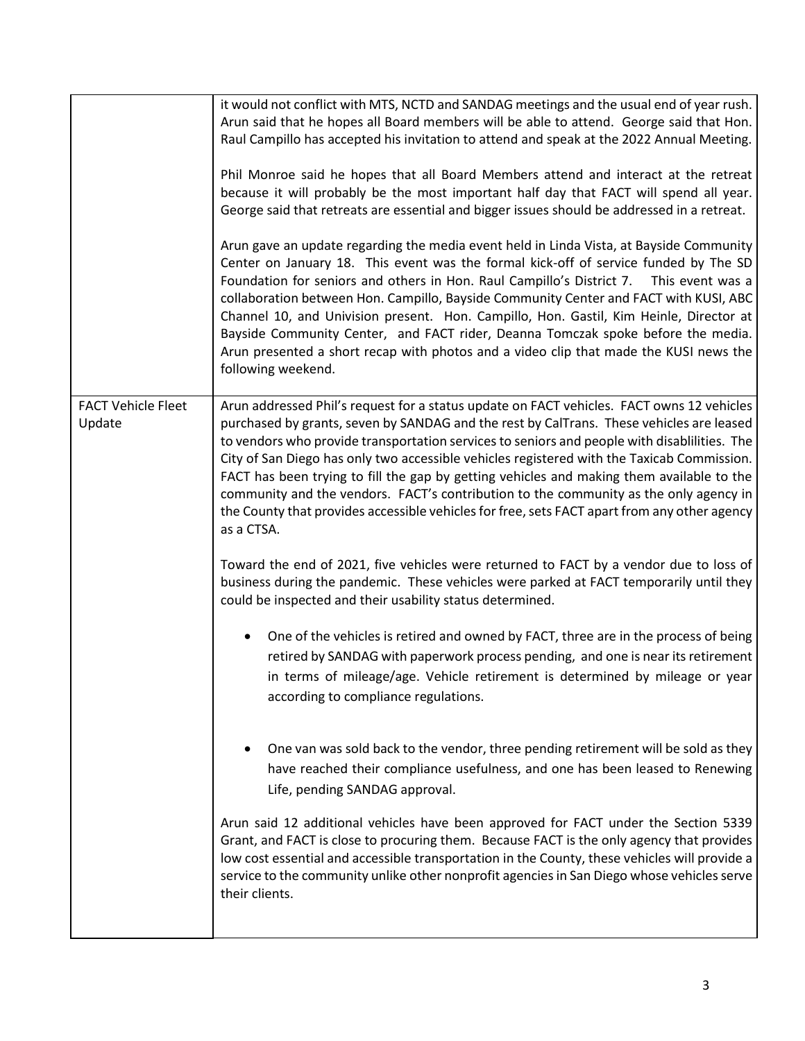| | |
|---|---|
| | it would not conflict with MTS, NCTD and SANDAG meetings and the usual end of year rush. Arun said that he hopes all Board members will be able to attend. George said that Hon. Raul Campillo has accepted his invitation to attend and speak at the 2022 Annual Meeting.<br><br>Phil Monroe said he hopes that all Board Members attend and interact at the retreat because it will probably be the most important half day that FACT will spend all year. George said that retreats are essential and bigger issues should be addressed in a retreat.<br><br>Arun gave an update regarding the media event held in Linda Vista, at Bayside Community Center on January 18. This event was the formal kick-off of service funded by The SD Foundation for seniors and others in Hon. Raul Campillo's District 7. This event was a collaboration between Hon. Campillo, Bayside Community Center and FACT with KUSI, ABC Channel 10, and Univision present. Hon. Campillo, Hon. Gastil, Kim Heinle, Director at Bayside Community Center, and FACT rider, Deanna Tomczak spoke before the media. Arun presented a short recap with photos and a video clip that made the KUSI news the following weekend. |
| FACT Vehicle Fleet Update | Arun addressed Phil's request for a status update on FACT vehicles. FACT owns 12 vehicles purchased by grants, seven by SANDAG and the rest by CalTrans. These vehicles are leased to vendors who provide transportation services to seniors and people with disablilities. The City of San Diego has only two accessible vehicles registered with the Taxicab Commission. FACT has been trying to fill the gap by getting vehicles and making them available to the community and the vendors. FACT's contribution to the community as the only agency in the County that provides accessible vehicles for free, sets FACT apart from any other agency as a CTSA.<br><br>Toward the end of 2021, five vehicles were returned to FACT by a vendor due to loss of business during the pandemic. These vehicles were parked at FACT temporarily until they could be inspected and their usability status determined.<br><br>• One of the vehicles is retired and owned by FACT, three are in the process of being retired by SANDAG with paperwork process pending, and one is near its retirement in terms of mileage/age. Vehicle retirement is determined by mileage or year according to compliance regulations.<br><br>• One van was sold back to the vendor, three pending retirement will be sold as they have reached their compliance usefulness, and one has been leased to Renewing Life, pending SANDAG approval.<br><br>Arun said 12 additional vehicles have been approved for FACT under the Section 5339 Grant, and FACT is close to procuring them. Because FACT is the only agency that provides low cost essential and accessible transportation in the County, these vehicles will provide a service to the community unlike other nonprofit agencies in San Diego whose vehicles serve their clients. |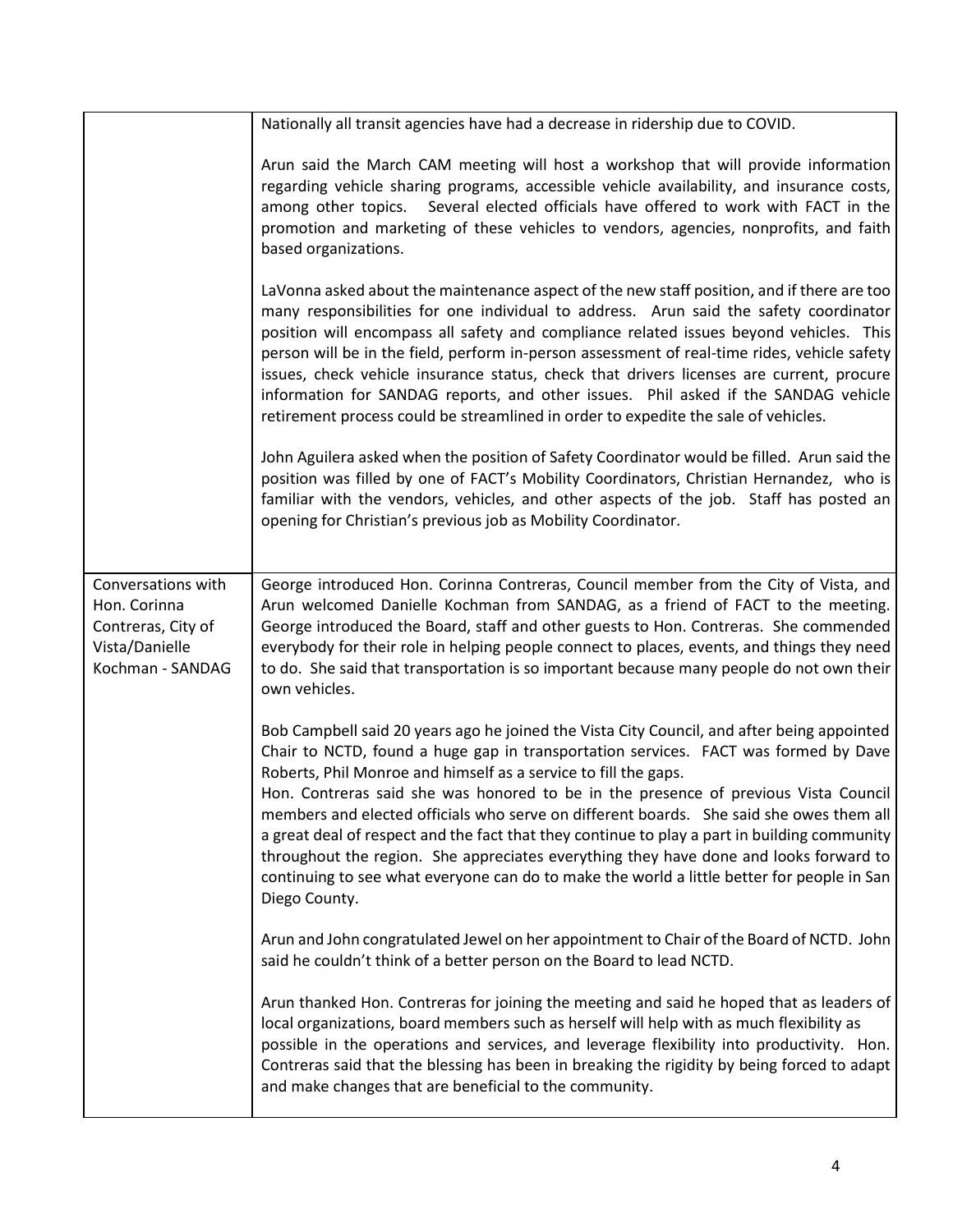| | |
|---|---|
| | Nationally all transit agencies have had a decrease in ridership due to COVID.<br><br>Arun said the March CAM meeting will host a workshop that will provide information regarding vehicle sharing programs, accessible vehicle availability, and insurance costs, among other topics. Several elected officials have offered to work with FACT in the promotion and marketing of these vehicles to vendors, agencies, nonprofits, and faith based organizations.<br><br>LaVonna asked about the maintenance aspect of the new staff position, and if there are too many responsibilities for one individual to address. Arun said the safety coordinator position will encompass all safety and compliance related issues beyond vehicles. This person will be in the field, perform in-person assessment of real-time rides, vehicle safety issues, check vehicle insurance status, check that drivers licenses are current, procure information for SANDAG reports, and other issues. Phil asked if the SANDAG vehicle retirement process could be streamlined in order to expedite the sale of vehicles.<br><br>John Aguilera asked when the position of Safety Coordinator would be filled. Arun said the position was filled by one of FACT's Mobility Coordinators, Christian Hernandez, who is familiar with the vendors, vehicles, and other aspects of the job. Staff has posted an opening for Christian's previous job as Mobility Coordinator. |
| Conversations with Hon. Corinna Contreras, City of Vista/Danielle Kochman - SANDAG | George introduced Hon. Corinna Contreras, Council member from the City of Vista, and Arun welcomed Danielle Kochman from SANDAG, as a friend of FACT to the meeting. George introduced the Board, staff and other guests to Hon. Contreras. She commended everybody for their role in helping people connect to places, events, and things they need to do. She said that transportation is so important because many people do not own their own vehicles.<br><br>Bob Campbell said 20 years ago he joined the Vista City Council, and after being appointed Chair to NCTD, found a huge gap in transportation services. FACT was formed by Dave Roberts, Phil Monroe and himself as a service to fill the gaps.<br>Hon. Contreras said she was honored to be in the presence of previous Vista Council members and elected officials who serve on different boards. She said she owes them all a great deal of respect and the fact that they continue to play a part in building community throughout the region. She appreciates everything they have done and looks forward to continuing to see what everyone can do to make the world a little better for people in San Diego County.<br><br>Arun and John congratulated Jewel on her appointment to Chair of the Board of NCTD. John said he couldn't think of a better person on the Board to lead NCTD.<br><br>Arun thanked Hon. Contreras for joining the meeting and said he hoped that as leaders of local organizations, board members such as herself will help with as much flexibility as possible in the operations and services, and leverage flexibility into productivity. Hon. Contreras said that the blessing has been in breaking the rigidity by being forced to adapt and make changes that are beneficial to the community. |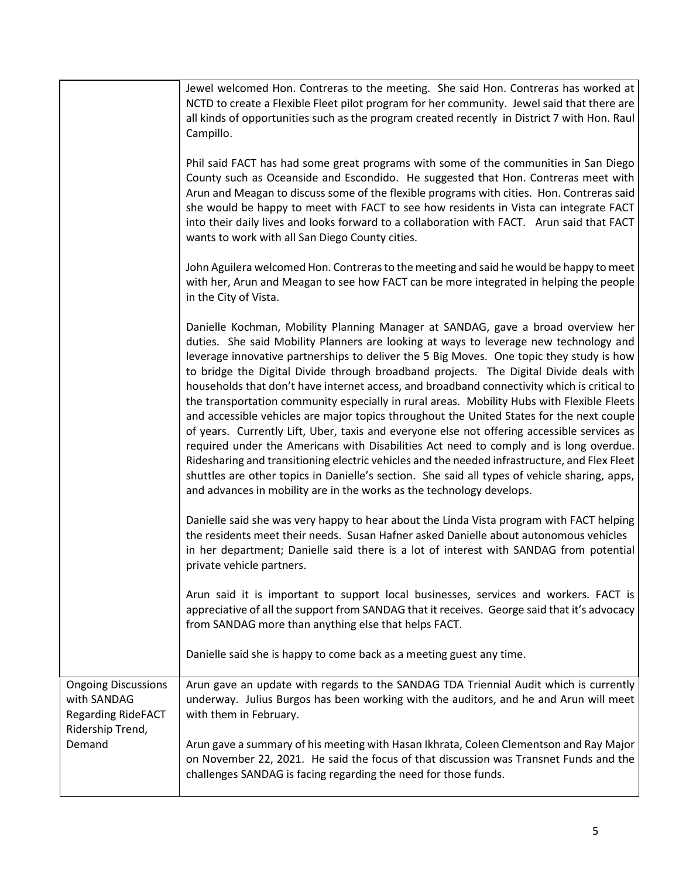| | |
|---|---|
| | Jewel welcomed Hon. Contreras to the meeting. She said Hon. Contreras has worked at NCTD to create a Flexible Fleet pilot program for her community. Jewel said that there are all kinds of opportunities such as the program created recently in District 7 with Hon. Raul Campillo.<br><br>Phil said FACT has had some great programs with some of the communities in San Diego County such as Oceanside and Escondido. He suggested that Hon. Contreras meet with Arun and Meagan to discuss some of the flexible programs with cities. Hon. Contreras said she would be happy to meet with FACT to see how residents in Vista can integrate FACT into their daily lives and looks forward to a collaboration with FACT. Arun said that FACT wants to work with all San Diego County cities.<br><br>John Aguilera welcomed Hon. Contreras to the meeting and said he would be happy to meet with her, Arun and Meagan to see how FACT can be more integrated in helping the people in the City of Vista.<br><br>Danielle Kochman, Mobility Planning Manager at SANDAG, gave a broad overview her duties. She said Mobility Planners are looking at ways to leverage new technology and leverage innovative partnerships to deliver the 5 Big Moves. One topic they study is how to bridge the Digital Divide through broadband projects. The Digital Divide deals with households that don't have internet access, and broadband connectivity which is critical to the transportation community especially in rural areas. Mobility Hubs with Flexible Fleets and accessible vehicles are major topics throughout the United States for the next couple of years. Currently Lift, Uber, taxis and everyone else not offering accessible services as required under the Americans with Disabilities Act need to comply and is long overdue. Ridesharing and transitioning electric vehicles and the needed infrastructure, and Flex Fleet shuttles are other topics in Danielle's section. She said all types of vehicle sharing, apps, and advances in mobility are in the works as the technology develops.<br><br>Danielle said she was very happy to hear about the Linda Vista program with FACT helping the residents meet their needs. Susan Hafner asked Danielle about autonomous vehicles in her department; Danielle said there is a lot of interest with SANDAG from potential private vehicle partners.<br><br>Arun said it is important to support local businesses, services and workers. FACT is appreciative of all the support from SANDAG that it receives. George said that it's advocacy from SANDAG more than anything else that helps FACT.<br><br>Danielle said she is happy to come back as a meeting guest any time. |
| Ongoing Discussions with SANDAG Regarding RideFACT Ridership Trend, Demand | Arun gave an update with regards to the SANDAG TDA Triennial Audit which is currently underway. Julius Burgos has been working with the auditors, and he and Arun will meet with them in February.<br><br>Arun gave a summary of his meeting with Hasan Ikhrata, Coleen Clementson and Ray Major on November 22, 2021. He said the focus of that discussion was Transnet Funds and the challenges SANDAG is facing regarding the need for those funds. |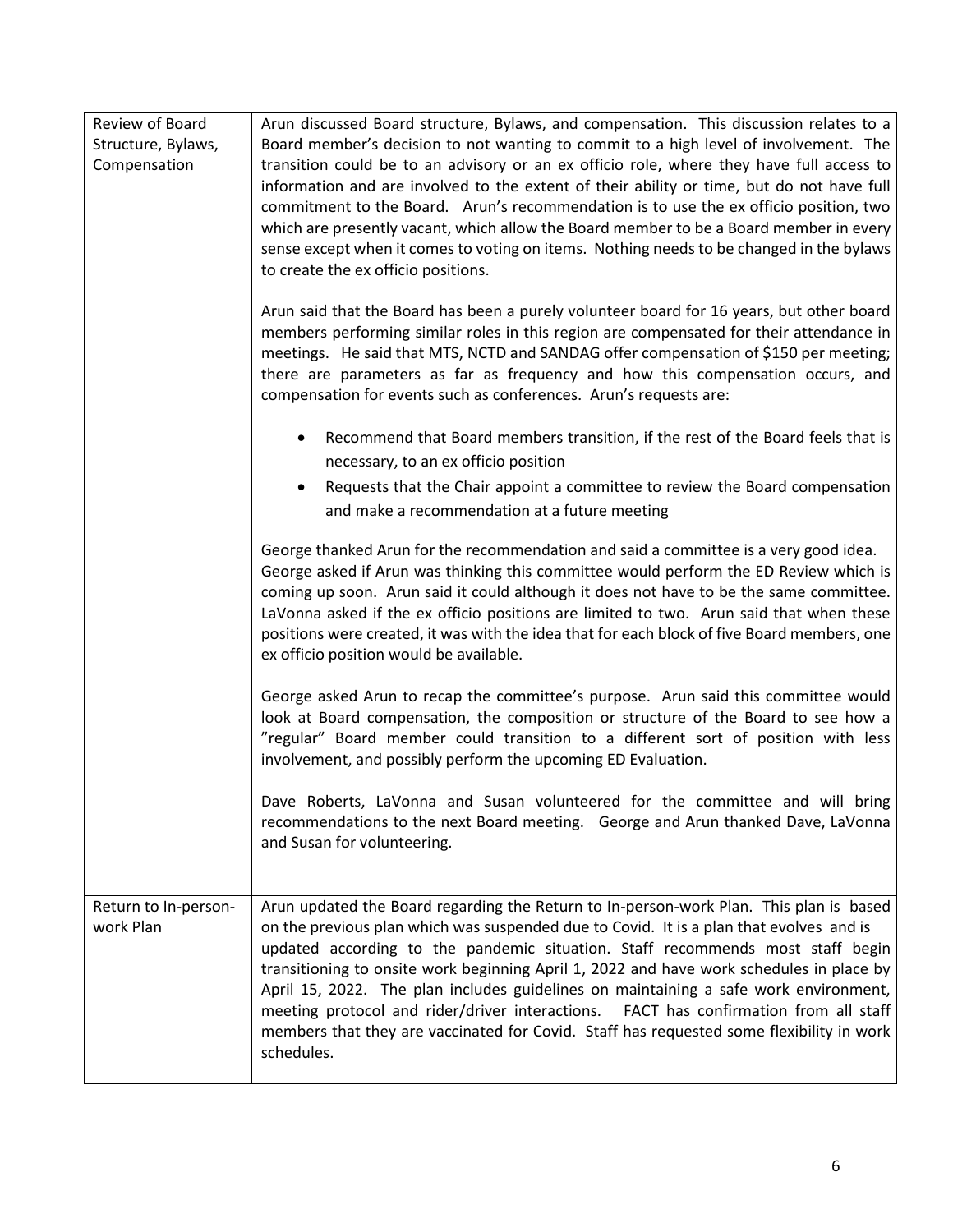| | |
|---|---|
| Review of Board Structure, Bylaws, Compensation | Arun discussed Board structure, Bylaws, and compensation. This discussion relates to a Board member's decision to not wanting to commit to a high level of involvement. The transition could be to an advisory or an ex officio role, where they have full access to information and are involved to the extent of their ability or time, but do not have full commitment to the Board. Arun's recommendation is to use the ex officio position, two which are presently vacant, which allow the Board member to be a Board member in every sense except when it comes to voting on items. Nothing needs to be changed in the bylaws to create the ex officio positions.<br><br>Arun said that the Board has been a purely volunteer board for 16 years, but other board members performing similar roles in this region are compensated for their attendance in meetings. He said that MTS, NCTD and SANDAG offer compensation of $150 per meeting; there are parameters as far as frequency and how this compensation occurs, and compensation for events such as conferences. Arun's requests are:<br><br>• Recommend that Board members transition, if the rest of the Board feels that is necessary, to an ex officio position<br>• Requests that the Chair appoint a committee to review the Board compensation and make a recommendation at a future meeting<br><br>George thanked Arun for the recommendation and said a committee is a very good idea. George asked if Arun was thinking this committee would perform the ED Review which is coming up soon. Arun said it could although it does not have to be the same committee. LaVonna asked if the ex officio positions are limited to two. Arun said that when these positions were created, it was with the idea that for each block of five Board members, one ex officio position would be available.<br><br>George asked Arun to recap the committee's purpose. Arun said this committee would look at Board compensation, the composition or structure of the Board to see how a "regular" Board member could transition to a different sort of position with less involvement, and possibly perform the upcoming ED Evaluation.<br><br>Dave Roberts, LaVonna and Susan volunteered for the committee and will bring recommendations to the next Board meeting. George and Arun thanked Dave, LaVonna and Susan for volunteering. |
| Return to In-person-work Plan | Arun updated the Board regarding the Return to In-person-work Plan. This plan is based on the previous plan which was suspended due to Covid. It is a plan that evolves and is updated according to the pandemic situation. Staff recommends most staff begin transitioning to onsite work beginning April 1, 2022 and have work schedules in place by April 15, 2022. The plan includes guidelines on maintaining a safe work environment, meeting protocol and rider/driver interactions. FACT has confirmation from all staff members that they are vaccinated for Covid. Staff has requested some flexibility in work schedules. |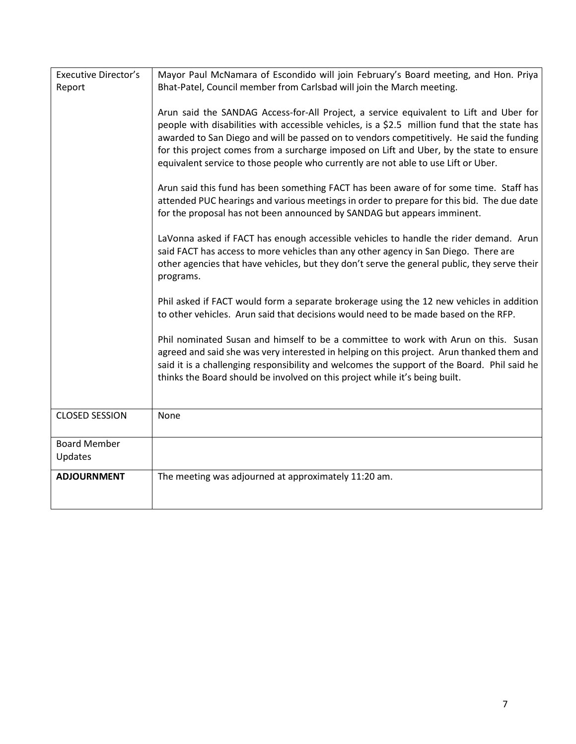| | |
|---|---|
| Executive Director's Report | Mayor Paul McNamara of Escondido will join February's Board meeting, and Hon. Priya Bhat-Patel, Council member from Carlsbad will join the March meeting.<br><br>Arun said the SANDAG Access-for-All Project, a service equivalent to Lift and Uber for people with disabilities with accessible vehicles, is a $2.5 million fund that the state has awarded to San Diego and will be passed on to vendors competitively. He said the funding for this project comes from a surcharge imposed on Lift and Uber, by the state to ensure equivalent service to those people who currently are not able to use Lift or Uber.<br><br>Arun said this fund has been something FACT has been aware of for some time. Staff has attended PUC hearings and various meetings in order to prepare for this bid. The due date for the proposal has not been announced by SANDAG but appears imminent.<br><br>LaVonna asked if FACT has enough accessible vehicles to handle the rider demand. Arun said FACT has access to more vehicles than any other agency in San Diego. There are other agencies that have vehicles, but they don't serve the general public, they serve their programs.<br><br>Phil asked if FACT would form a separate brokerage using the 12 new vehicles in addition to other vehicles. Arun said that decisions would need to be made based on the RFP.<br><br>Phil nominated Susan and himself to be a committee to work with Arun on this. Susan agreed and said she was very interested in helping on this project. Arun thanked them and said it is a challenging responsibility and welcomes the support of the Board. Phil said he thinks the Board should be involved on this project while it's being built. |
| CLOSED SESSION | None |
| Board Member Updates | |
| **ADJOURNMENT** | The meeting was adjourned at approximately 11:20 am. |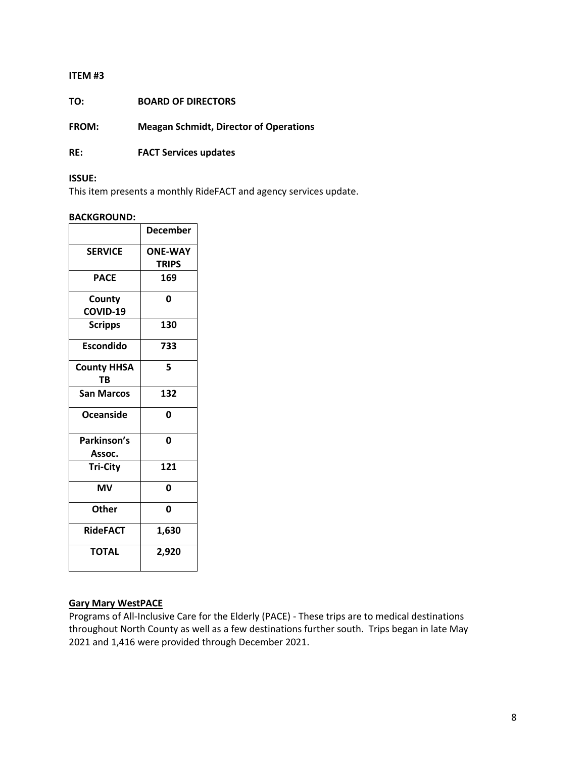**ITEM #3**

**TO:** **BOARD OF DIRECTORS**

**FROM:** **Meagan Schmidt, Director of Operations**

**RE:** **FACT Services updates**

**ISSUE:**

This item presents a monthly RideFACT and agency services update.

**BACKGROUND:**

| | **December** |
|---|---|
| **SERVICE** | **ONE-WAY TRIPS** |
| **PACE** | **169** |
| **County COVID-19** | **0** |
| **Scripps** | **130** |
| **Escondido** | **733** |
| **County HHSA TB** | **5** |
| **San Marcos** | **132** |
| **Oceanside** | **0** |
| **Parkinson's Assoc.** | **0** |
| **Tri-City** | **121** |
| **MV** | **0** |
| **Other** | **0** |
| **RideFACT** | **1,630** |
| **TOTAL** | **2,920** |

**Gary Mary WestPACE**

Programs of All-Inclusive Care for the Elderly (PACE) - These trips are to medical destinations throughout North County as well as a few destinations further south. Trips began in late May 2021 and 1,416 were provided through December 2021.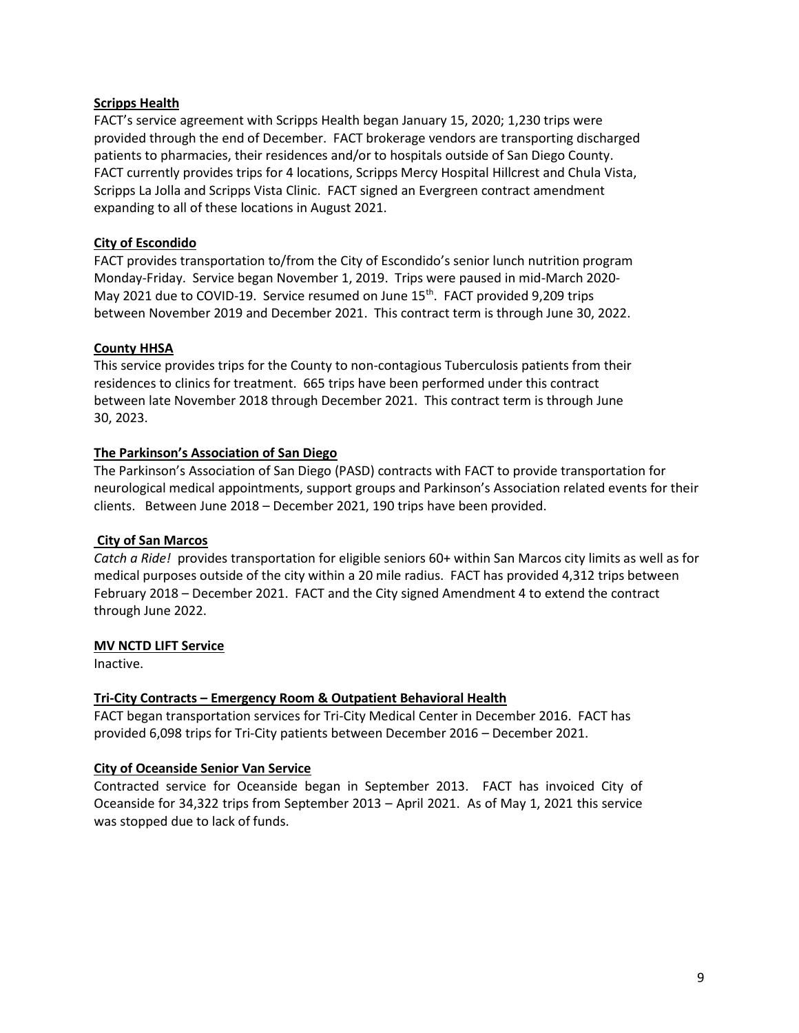**Scripps Health**

FACT's service agreement with Scripps Health began January 15, 2020; 1,230 trips were provided through the end of December. FACT brokerage vendors are transporting discharged patients to pharmacies, their residences and/or to hospitals outside of San Diego County. FACT currently provides trips for 4 locations, Scripps Mercy Hospital Hillcrest and Chula Vista, Scripps La Jolla and Scripps Vista Clinic. FACT signed an Evergreen contract amendment expanding to all of these locations in August 2021.

**City of Escondido**

FACT provides transportation to/from the City of Escondido's senior lunch nutrition program Monday-Friday. Service began November 1, 2019. Trips were paused in mid-March 2020-May 2021 due to COVID-19. Service resumed on June 15th. FACT provided 9,209 trips between November 2019 and December 2021. This contract term is through June 30, 2022.

**County HHSA**

This service provides trips for the County to non-contagious Tuberculosis patients from their residences to clinics for treatment. 665 trips have been performed under this contract between late November 2018 through December 2021. This contract term is through June 30, 2023.

**The Parkinson's Association of San Diego**

The Parkinson's Association of San Diego (PASD) contracts with FACT to provide transportation for neurological medical appointments, support groups and Parkinson's Association related events for their clients. Between June 2018 – December 2021, 190 trips have been provided.

**City of San Marcos**

*Catch a Ride!* provides transportation for eligible seniors 60+ within San Marcos city limits as well as for medical purposes outside of the city within a 20 mile radius. FACT has provided 4,312 trips between February 2018 – December 2021. FACT and the City signed Amendment 4 to extend the contract through June 2022.

**MV NCTD LIFT Service**

Inactive.

**Tri-City Contracts – Emergency Room & Outpatient Behavioral Health**

FACT began transportation services for Tri-City Medical Center in December 2016. FACT has provided 6,098 trips for Tri-City patients between December 2016 – December 2021.

**City of Oceanside Senior Van Service**

Contracted service for Oceanside began in September 2013. FACT has invoiced City of Oceanside for 34,322 trips from September 2013 – April 2021. As of May 1, 2021 this service was stopped due to lack of funds.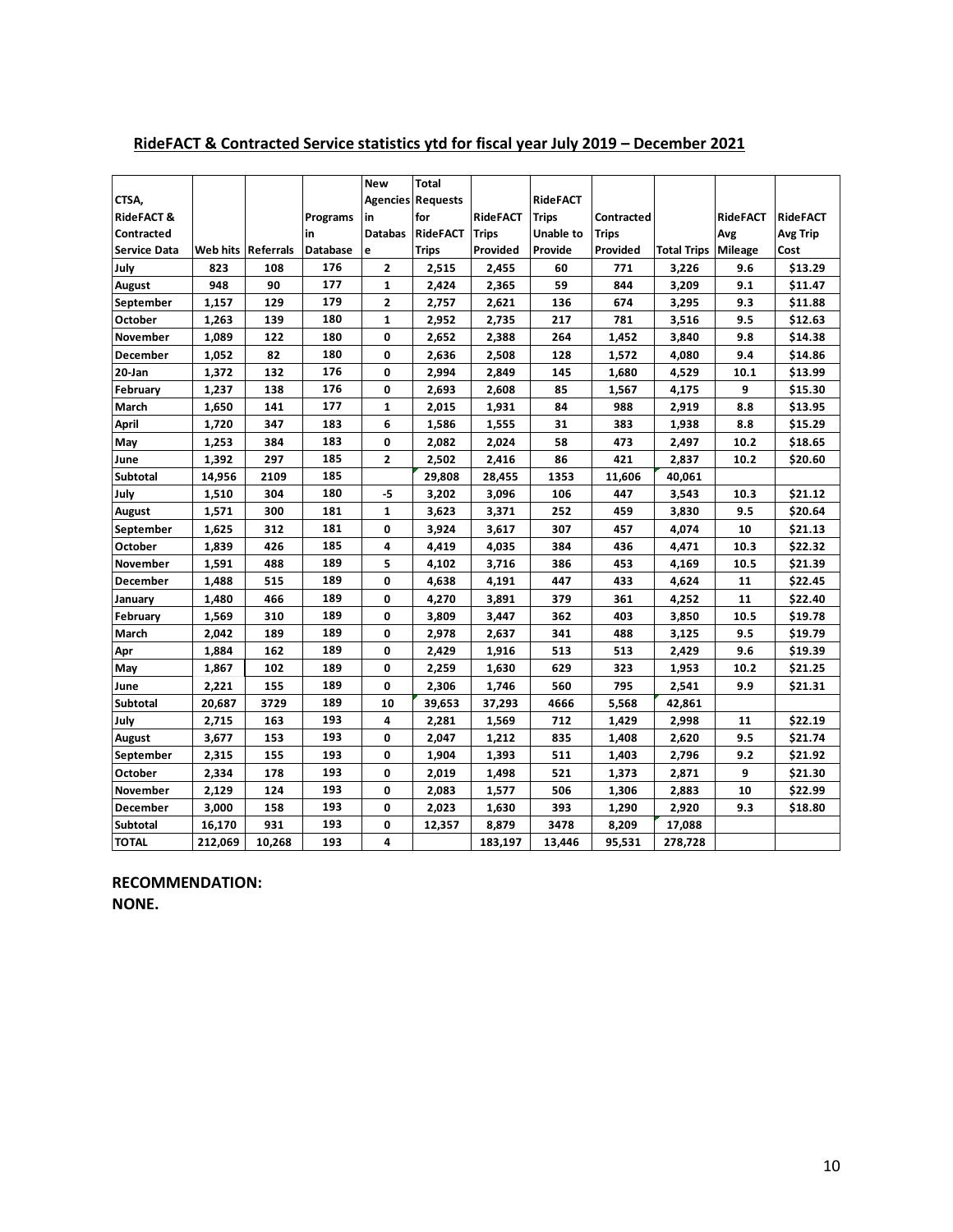## RideFACT & Contracted Service statistics ytd for fiscal year July 2019 – December 2021

| CTSA, RideFACT & Contracted Service Data | Web hits | Referrals | Programs in Database | New Agencies in Database | Total Requests for RideFACT Trips | RideFACT Trips Provided | RideFACT Trips Unable to Provide | Contracted Trips Provided | Total Trips | RideFACT Avg Mileage | RideFACT Avg Trip Cost |
|---|---|---|---|---|---|---|---|---|---|---|---|
| July | 823 | 108 | 176 | 2 | 2,515 | 2,455 | 60 | 771 | 3,226 | 9.6 | $13.29 |
| August | 948 | 90 | 177 | 1 | 2,424 | 2,365 | 59 | 844 | 3,209 | 9.1 | $11.47 |
| September | 1,157 | 129 | 179 | 2 | 2,757 | 2,621 | 136 | 674 | 3,295 | 9.3 | $11.88 |
| October | 1,263 | 139 | 180 | 1 | 2,952 | 2,735 | 217 | 781 | 3,516 | 9.5 | $12.63 |
| November | 1,089 | 122 | 180 | 0 | 2,652 | 2,388 | 264 | 1,452 | 3,840 | 9.8 | $14.38 |
| December | 1,052 | 82 | 180 | 0 | 2,636 | 2,508 | 128 | 1,572 | 4,080 | 9.4 | $14.86 |
| 20-Jan | 1,372 | 132 | 176 | 0 | 2,994 | 2,849 | 145 | 1,680 | 4,529 | 10.1 | $13.99 |
| February | 1,237 | 138 | 176 | 0 | 2,693 | 2,608 | 85 | 1,567 | 4,175 | 9 | $15.30 |
| March | 1,650 | 141 | 177 | 1 | 2,015 | 1,931 | 84 | 988 | 2,919 | 8.8 | $13.95 |
| April | 1,720 | 347 | 183 | 6 | 1,586 | 1,555 | 31 | 383 | 1,938 | 8.8 | $15.29 |
| May | 1,253 | 384 | 183 | 0 | 2,082 | 2,024 | 58 | 473 | 2,497 | 10.2 | $18.65 |
| June | 1,392 | 297 | 185 | 2 | 2,502 | 2,416 | 86 | 421 | 2,837 | 10.2 | $20.60 |
| Subtotal | 14,956 | 2109 | 185 | | 29,808 | 28,455 | 1353 | 11,606 | 40,061 | | |
| July | 1,510 | 304 | 180 | -5 | 3,202 | 3,096 | 106 | 447 | 3,543 | 10.3 | $21.12 |
| August | 1,571 | 300 | 181 | 1 | 3,623 | 3,371 | 252 | 459 | 3,830 | 9.5 | $20.64 |
| September | 1,625 | 312 | 181 | 0 | 3,924 | 3,617 | 307 | 457 | 4,074 | 10 | $21.13 |
| October | 1,839 | 426 | 185 | 4 | 4,419 | 4,035 | 384 | 436 | 4,471 | 10.3 | $22.32 |
| November | 1,591 | 488 | 189 | 5 | 4,102 | 3,716 | 386 | 453 | 4,169 | 10.5 | $21.39 |
| December | 1,488 | 515 | 189 | 0 | 4,638 | 4,191 | 447 | 433 | 4,624 | 11 | $22.45 |
| January | 1,480 | 466 | 189 | 0 | 4,270 | 3,891 | 379 | 361 | 4,252 | 11 | $22.40 |
| February | 1,569 | 310 | 189 | 0 | 3,809 | 3,447 | 362 | 403 | 3,850 | 10.5 | $19.78 |
| March | 2,042 | 189 | 189 | 0 | 2,978 | 2,637 | 341 | 488 | 3,125 | 9.5 | $19.79 |
| Apr | 1,884 | 162 | 189 | 0 | 2,429 | 1,916 | 513 | 513 | 2,429 | 9.6 | $19.39 |
| May | 1,867 | 102 | 189 | 0 | 2,259 | 1,630 | 629 | 323 | 1,953 | 10.2 | $21.25 |
| June | 2,221 | 155 | 189 | 0 | 2,306 | 1,746 | 560 | 795 | 2,541 | 9.9 | $21.31 |
| Subtotal | 20,687 | 3729 | 189 | 10 | 39,653 | 37,293 | 4666 | 5,568 | 42,861 | | |
| July | 2,715 | 163 | 193 | 4 | 2,281 | 1,569 | 712 | 1,429 | 2,998 | 11 | $22.19 |
| August | 3,677 | 153 | 193 | 0 | 2,047 | 1,212 | 835 | 1,408 | 2,620 | 9.5 | $21.74 |
| September | 2,315 | 155 | 193 | 0 | 1,904 | 1,393 | 511 | 1,403 | 2,796 | 9.2 | $21.92 |
| October | 2,334 | 178 | 193 | 0 | 2,019 | 1,498 | 521 | 1,373 | 2,871 | 9 | $21.30 |
| November | 2,129 | 124 | 193 | 0 | 2,083 | 1,577 | 506 | 1,306 | 2,883 | 10 | $22.99 |
| December | 3,000 | 158 | 193 | 0 | 2,023 | 1,630 | 393 | 1,290 | 2,920 | 9.3 | $18.80 |
| Subtotal | 16,170 | 931 | 193 | 0 | 12,357 | 8,879 | 3478 | 8,209 | 17,088 | | |
| TOTAL | 212,069 | 10,268 | 193 | 4 | | 183,197 | 13,446 | 95,531 | 278,728 | | |

**RECOMMENDATION:**
**NONE.**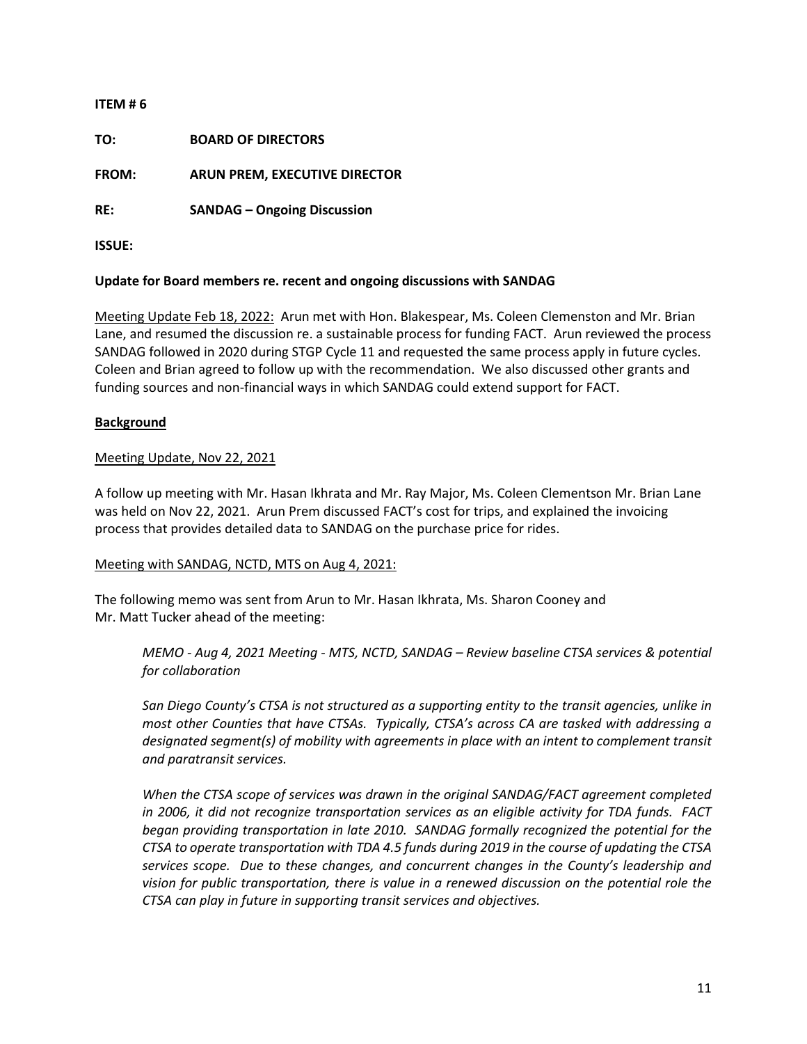**ITEM # 6**

**TO:** **BOARD OF DIRECTORS**

**FROM:** **ARUN PREM, EXECUTIVE DIRECTOR**

**RE:** **SANDAG – Ongoing Discussion**

**ISSUE:**

**Update for Board members re. recent and ongoing discussions with SANDAG**

<u>Meeting Update Feb 18, 2022:</u> Arun met with Hon. Blakespear, Ms. Coleen Clemenston and Mr. Brian Lane, and resumed the discussion re. a sustainable process for funding FACT. Arun reviewed the process SANDAG followed in 2020 during STGP Cycle 11 and requested the same process apply in future cycles. Coleen and Brian agreed to follow up with the recommendation. We also discussed other grants and funding sources and non-financial ways in which SANDAG could extend support for FACT.

**<u>Background</u>**

<u>Meeting Update, Nov 22, 2021</u>

A follow up meeting with Mr. Hasan Ikhrata and Mr. Ray Major, Ms. Coleen Clementson Mr. Brian Lane was held on Nov 22, 2021. Arun Prem discussed FACT's cost for trips, and explained the invoicing process that provides detailed data to SANDAG on the purchase price for rides.

<u>Meeting with SANDAG, NCTD, MTS on Aug 4, 2021:</u>

The following memo was sent from Arun to Mr. Hasan Ikhrata, Ms. Sharon Cooney and Mr. Matt Tucker ahead of the meeting:

> *MEMO - Aug 4, 2021 Meeting - MTS, NCTD, SANDAG – Review baseline CTSA services & potential for collaboration*
>
> *San Diego County's CTSA is not structured as a supporting entity to the transit agencies, unlike in most other Counties that have CTSAs. Typically, CTSA's across CA are tasked with addressing a designated segment(s) of mobility with agreements in place with an intent to complement transit and paratransit services.*
>
> *When the CTSA scope of services was drawn in the original SANDAG/FACT agreement completed in 2006, it did not recognize transportation services as an eligible activity for TDA funds. FACT began providing transportation in late 2010. SANDAG formally recognized the potential for the CTSA to operate transportation with TDA 4.5 funds during 2019 in the course of updating the CTSA services scope. Due to these changes, and concurrent changes in the County's leadership and vision for public transportation, there is value in a renewed discussion on the potential role the CTSA can play in future in supporting transit services and objectives.*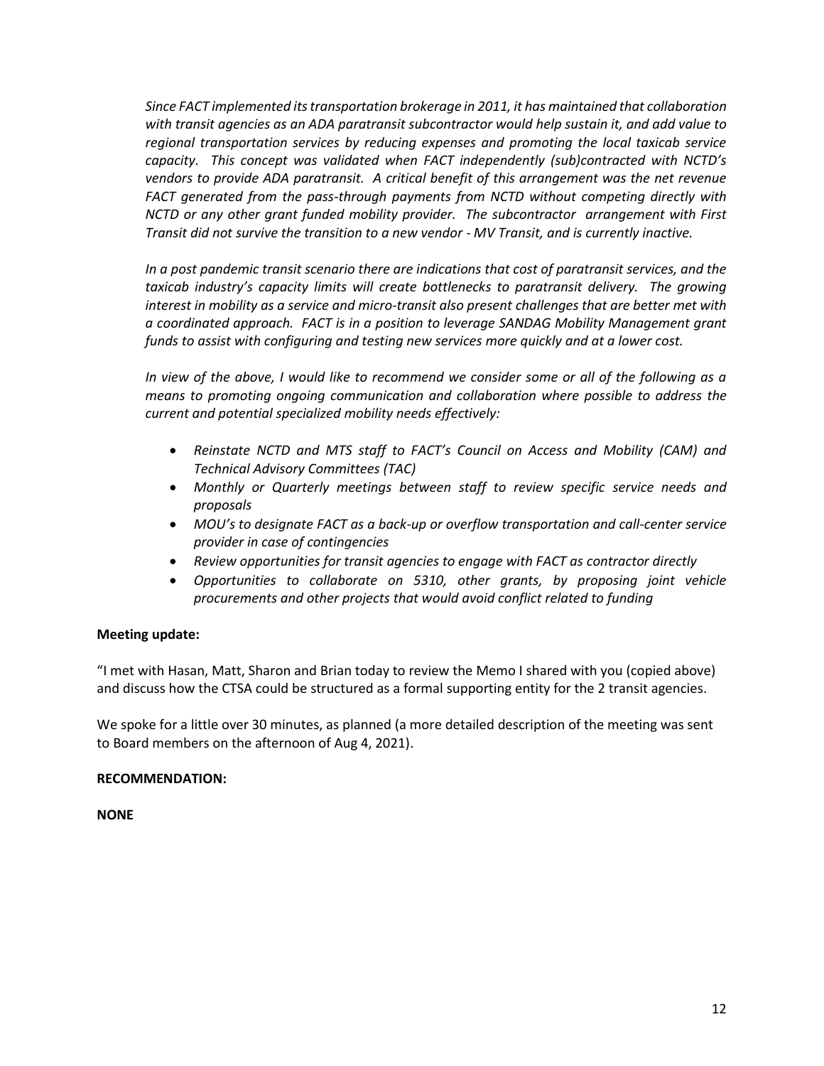*Since FACT implemented its transportation brokerage in 2011, it has maintained that collaboration with transit agencies as an ADA paratransit subcontractor would help sustain it, and add value to regional transportation services by reducing expenses and promoting the local taxicab service capacity. This concept was validated when FACT independently (sub)contracted with NCTD's vendors to provide ADA paratransit. A critical benefit of this arrangement was the net revenue FACT generated from the pass-through payments from NCTD without competing directly with NCTD or any other grant funded mobility provider. The subcontractor arrangement with First Transit did not survive the transition to a new vendor - MV Transit, and is currently inactive.*

*In a post pandemic transit scenario there are indications that cost of paratransit services, and the taxicab industry's capacity limits will create bottlenecks to paratransit delivery. The growing interest in mobility as a service and micro-transit also present challenges that are better met with a coordinated approach. FACT is in a position to leverage SANDAG Mobility Management grant funds to assist with configuring and testing new services more quickly and at a lower cost.*

*In view of the above, I would like to recommend we consider some or all of the following as a means to promoting ongoing communication and collaboration where possible to address the current and potential specialized mobility needs effectively:*

- *Reinstate NCTD and MTS staff to FACT's Council on Access and Mobility (CAM) and Technical Advisory Committees (TAC)*
- *Monthly or Quarterly meetings between staff to review specific service needs and proposals*
- *MOU's to designate FACT as a back-up or overflow transportation and call-center service provider in case of contingencies*
- *Review opportunities for transit agencies to engage with FACT as contractor directly*
- *Opportunities to collaborate on 5310, other grants, by proposing joint vehicle procurements and other projects that would avoid conflict related to funding*

**Meeting update:**

"I met with Hasan, Matt, Sharon and Brian today to review the Memo I shared with you (copied above) and discuss how the CTSA could be structured as a formal supporting entity for the 2 transit agencies.

We spoke for a little over 30 minutes, as planned (a more detailed description of the meeting was sent to Board members on the afternoon of Aug 4, 2021).

**RECOMMENDATION:**

**NONE**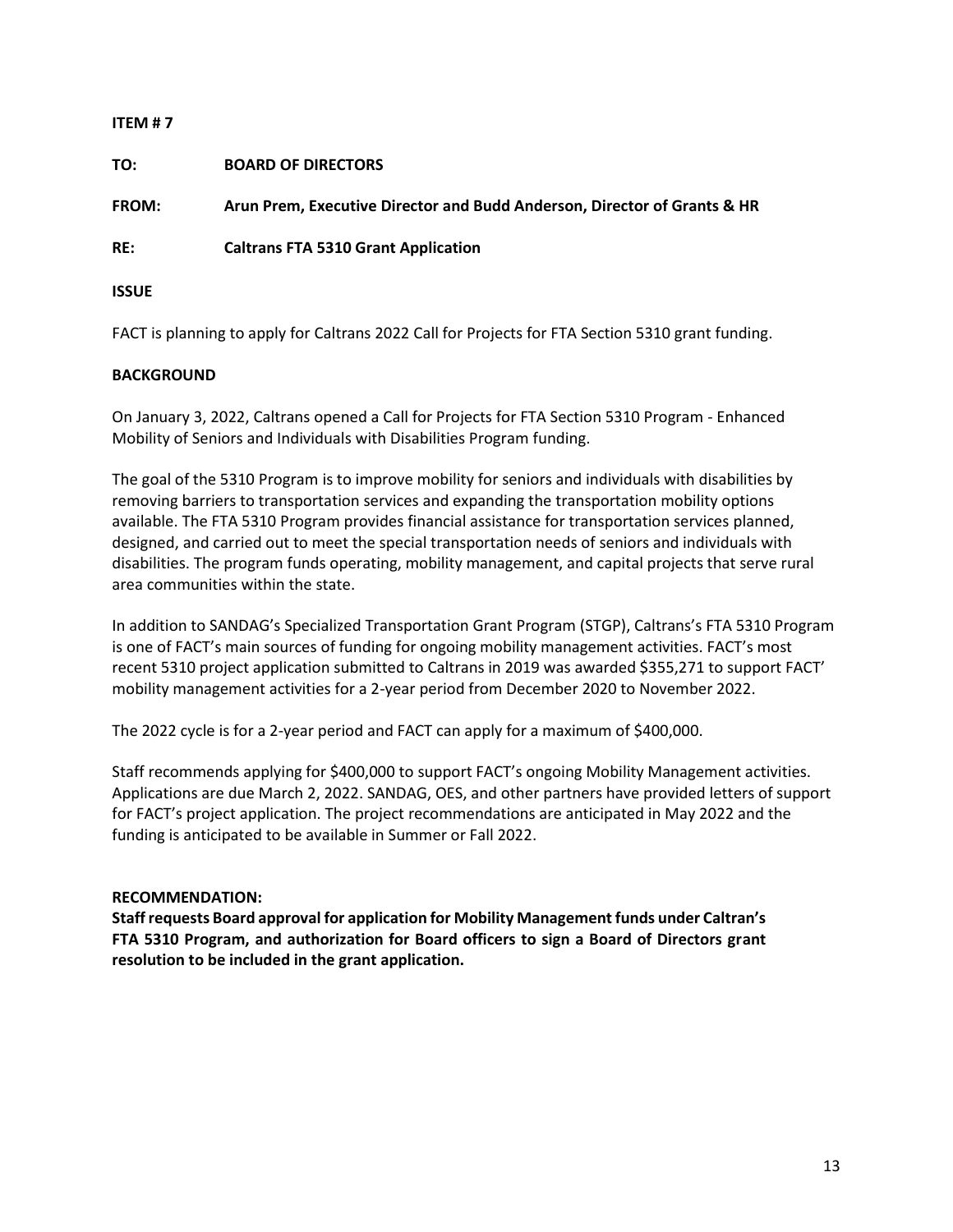**ITEM # 7**

**TO:** **BOARD OF DIRECTORS**

**FROM:** **Arun Prem, Executive Director and Budd Anderson, Director of Grants & HR**

**RE:** **Caltrans FTA 5310 Grant Application**

**ISSUE**

FACT is planning to apply for Caltrans 2022 Call for Projects for FTA Section 5310 grant funding.

**BACKGROUND**

On January 3, 2022, Caltrans opened a Call for Projects for FTA Section 5310 Program - Enhanced Mobility of Seniors and Individuals with Disabilities Program funding.

The goal of the 5310 Program is to improve mobility for seniors and individuals with disabilities by removing barriers to transportation services and expanding the transportation mobility options available. The FTA 5310 Program provides financial assistance for transportation services planned, designed, and carried out to meet the special transportation needs of seniors and individuals with disabilities. The program funds operating, mobility management, and capital projects that serve rural area communities within the state.

In addition to SANDAG's Specialized Transportation Grant Program (STGP), Caltrans's FTA 5310 Program is one of FACT's main sources of funding for ongoing mobility management activities. FACT's most recent 5310 project application submitted to Caltrans in 2019 was awarded $355,271 to support FACT' mobility management activities for a 2-year period from December 2020 to November 2022.

The 2022 cycle is for a 2-year period and FACT can apply for a maximum of $400,000.

Staff recommends applying for $400,000 to support FACT's ongoing Mobility Management activities. Applications are due March 2, 2022. SANDAG, OES, and other partners have provided letters of support for FACT's project application. The project recommendations are anticipated in May 2022 and the funding is anticipated to be available in Summer or Fall 2022.

**RECOMMENDATION:**

**Staff requests Board approval for application for Mobility Management funds under Caltran's FTA 5310 Program, and authorization for Board officers to sign a Board of Directors grant resolution to be included in the grant application.**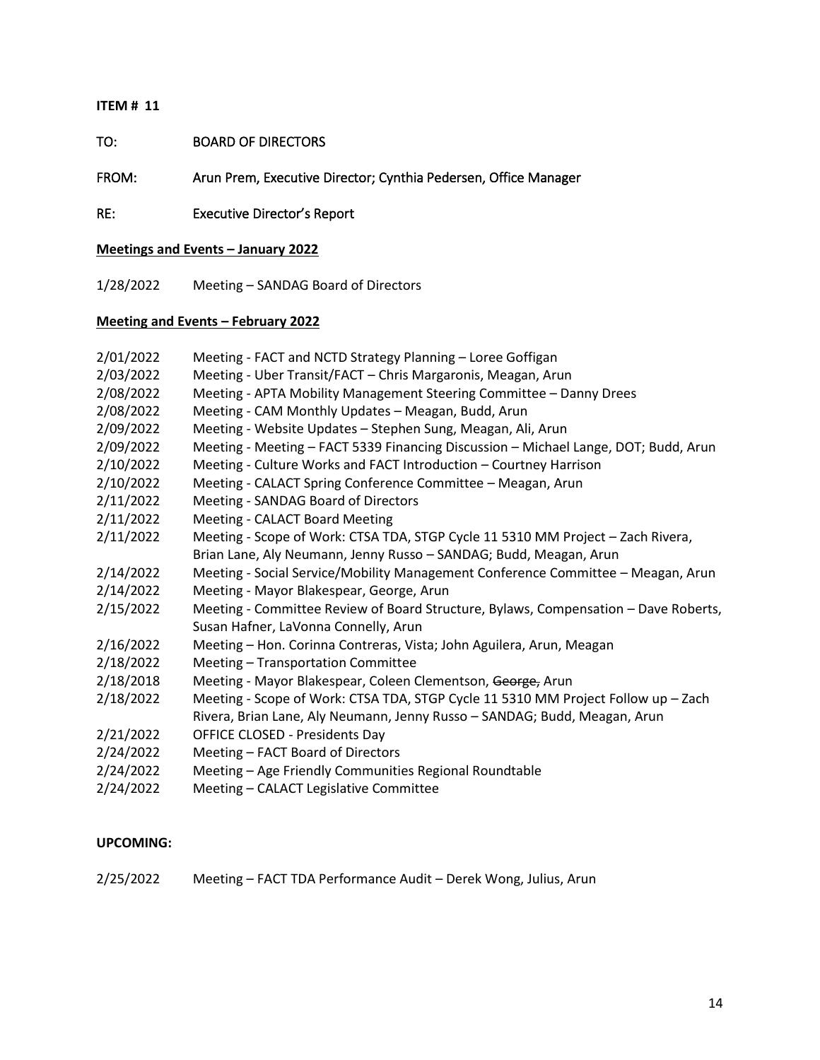**ITEM # 11**

TO: BOARD OF DIRECTORS

FROM: Arun Prem, Executive Director; Cynthia Pedersen, Office Manager

RE: Executive Director's Report

**Meetings and Events – January 2022**

1/28/2022 Meeting – SANDAG Board of Directors

**Meeting and Events – February 2022**

2/01/2022 Meeting - FACT and NCTD Strategy Planning – Loree Goffigan
2/03/2022 Meeting - Uber Transit/FACT – Chris Margaronis, Meagan, Arun
2/08/2022 Meeting - APTA Mobility Management Steering Committee – Danny Drees
2/08/2022 Meeting - CAM Monthly Updates – Meagan, Budd, Arun
2/09/2022 Meeting - Website Updates – Stephen Sung, Meagan, Ali, Arun
2/09/2022 Meeting - Meeting – FACT 5339 Financing Discussion – Michael Lange, DOT; Budd, Arun
2/10/2022 Meeting - Culture Works and FACT Introduction – Courtney Harrison
2/10/2022 Meeting - CALACT Spring Conference Committee – Meagan, Arun
2/11/2022 Meeting - SANDAG Board of Directors
2/11/2022 Meeting - CALACT Board Meeting
2/11/2022 Meeting - Scope of Work: CTSA TDA, STGP Cycle 11 5310 MM Project – Zach Rivera, Brian Lane, Aly Neumann, Jenny Russo – SANDAG; Budd, Meagan, Arun
2/14/2022 Meeting - Social Service/Mobility Management Conference Committee – Meagan, Arun
2/14/2022 Meeting - Mayor Blakespear, George, Arun
2/15/2022 Meeting - Committee Review of Board Structure, Bylaws, Compensation – Dave Roberts, Susan Hafner, LaVonna Connelly, Arun
2/16/2022 Meeting – Hon. Corinna Contreras, Vista; John Aguilera, Arun, Meagan
2/18/2022 Meeting – Transportation Committee
2/18/2018 Meeting - Mayor Blakespear, Coleen Clementson, ~~George,~~ Arun
2/18/2022 Meeting - Scope of Work: CTSA TDA, STGP Cycle 11 5310 MM Project Follow up – Zach Rivera, Brian Lane, Aly Neumann, Jenny Russo – SANDAG; Budd, Meagan, Arun
2/21/2022 OFFICE CLOSED - Presidents Day
2/24/2022 Meeting – FACT Board of Directors
2/24/2022 Meeting – Age Friendly Communities Regional Roundtable
2/24/2022 Meeting – CALACT Legislative Committee

**UPCOMING:**

2/25/2022 Meeting – FACT TDA Performance Audit – Derek Wong, Julius, Arun